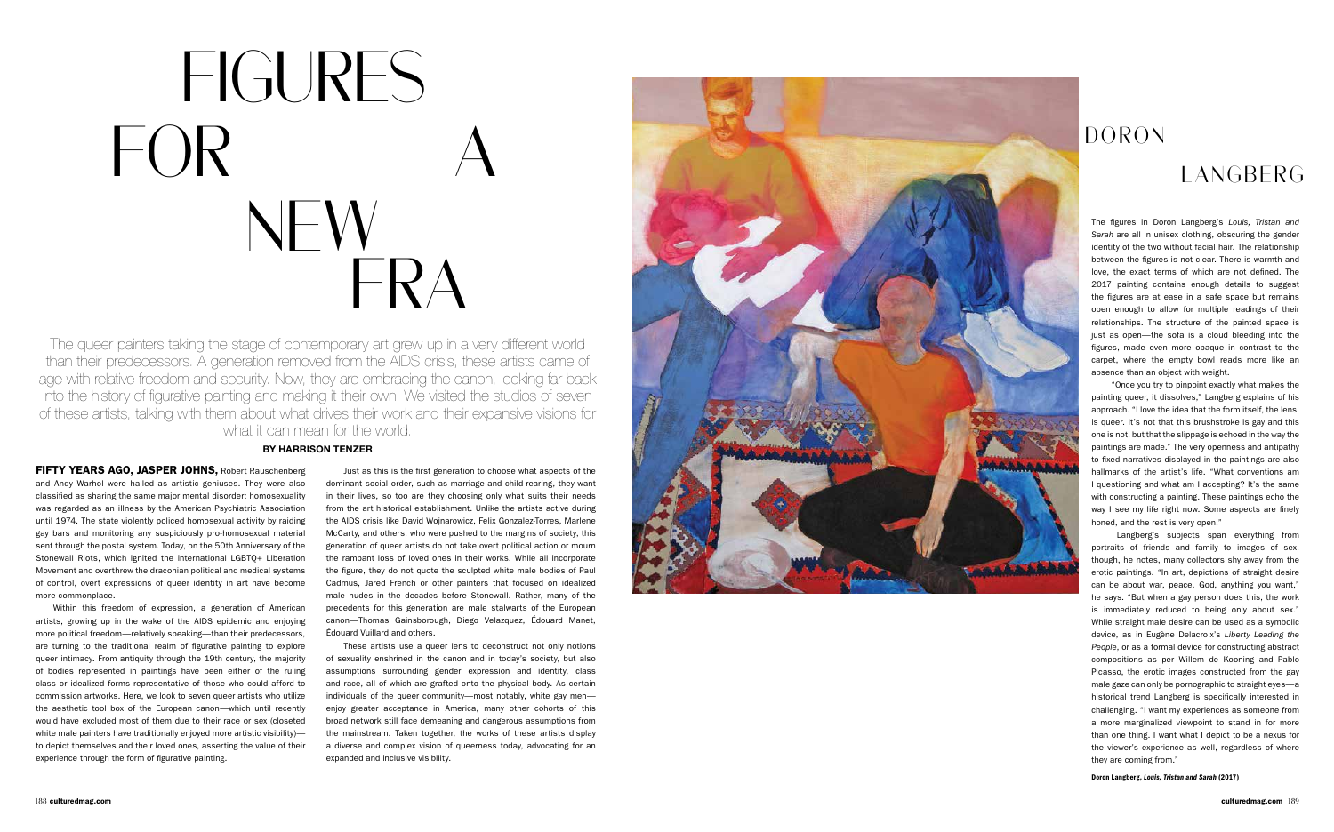# FIGURES FOR A NEW ERA

The queer painters taking the stage of contemporary art grew up in a very different world than their predecessors. A generation removed from the AIDS crisis, these artists came of age with relative freedom and security. Now, they are embracing the canon, looking far back into the history of figurative painting and making it their own. We visited the studios of seven of these artists, talking with them about what drives their work and their expansive visions for what it can mean for the world.

**BY HARRISON TENZER**

**FIFTY YEARS AGO, JASPER JOHNS,** Robert Rauschenberg and Andy Warhol were hailed as artistic geniuses. They were also classified as sharing the same major mental disorder: homosexuality was regarded as an illness by the American Psychiatric Association until 1974. The state violently policed homosexual activity by raiding gay bars and monitoring any suspiciously pro-homosexual material sent through the postal system. Today, on the 50th Anniversary of the Stonewall Riots, which ignited the international LGBTQ+ Liberation Movement and overthrew the draconian political and medical systems of control, overt expressions of queer identity in art have become more commonplace.

Within this freedom of expression, a generation of American artists, growing up in the wake of the AIDS epidemic and enjoying more political freedom—relatively speaking—than their predecessors, are turning to the traditional realm of figurative painting to explore queer intimacy. From antiquity through the 19th century, the majority of bodies represented in paintings have been either of the ruling class or idealized forms representative of those who could afford to commission artworks. Here, we look to seven queer artists who utilize the aesthetic tool box of the European canon—which until recently would have excluded most of them due to their race or sex (closeted white male painters have traditionally enjoyed more artistic visibility)—to depict themselves and their loved ones, asserting the value of their experience through the form of figurative painting.

Just as this is the first generation to choose what aspects of the dominant social order, such as marriage and child-rearing, they want in their lives, so too are they choosing only what suits their needs from the art historical establishment. Unlike the artists active during the AIDS crisis like David Wojnarowicz, Felix Gonzalez-Torres, Marlene McCarty, and others, who were pushed to the margins of society, this generation of queer artists do not take overt political action or mourn the rampant loss of loved ones in their works. While all incorporate the figure, they do not quote the sculpted white male bodies of Paul Cadmus, Jared French or other painters that focused on idealized male nudes in the decades before Stonewall. Rather, many of the precedents for this generation are male stalwarts of the European canon—Thomas Gainsborough, Diego Velazquez, Édouard Manet, Édouard Vuillard and others.

These artists use a queer lens to deconstruct not only notions of sexuality enshrined in the canon and in today's society, but also assumptions surrounding gender expression and identity, class and race, all of which are grafted onto the physical body. As certain individuals of the queer community—most notably, white gay men—enjoy greater acceptance in America, many other cohorts of this broad network still face demeaning and dangerous assumptions from the mainstream. Taken together, the works of these artists display a diverse and complex vision of queerness today, advocating for an expanded and inclusive visibility.

## DORON LANGBERG

The figures in Doron Langberg's *Louis, Tristan and Sarah* are all in unisex clothing, obscuring the gender identity of the two without facial hair. The relationship between the figures is not clear. There is warmth and love, the exact terms of which are not defined. The 2017 painting contains enough details to suggest the figures are at ease in a safe space but remains open enough to allow for multiple readings of their relationships. The structure of the painted space is just as open—the sofa is a cloud bleeding into the figures, made even more opaque in contrast to the carpet, where the empty bowl reads more like an absence than an object with weight.

"Once you try to pinpoint exactly what makes the painting queer, it dissolves," Langberg explains of his approach. "I love the idea that the form itself, the lens, is queer. It's not that this brushstroke is gay and this one is not, but that the slippage is echoed in the way the paintings are made." The very openness and antipathy to fixed narratives displayed in the paintings are also hallmarks of the artist's life. "What conventions am I questioning and what am I accepting? It's the same with constructing a painting. These paintings echo the way I see my life right now. Some aspects are finely honed, and the rest is very open."

Langberg's subjects span everything from portraits of friends and family to images of sex, though, he notes, many collectors shy away from the erotic paintings. "In art, depictions of straight desire can be about war, peace, God, anything you want," he says. "But when a gay person does this, the work is immediately reduced to being only about sex." While straight male desire can be used as a symbolic device, as in Eugène Delacroix's *Liberty Leading the People*, or as a formal device for constructing abstract compositions as per Willem de Kooning and Pablo Picasso, the erotic images constructed from the gay male gaze can only be pornographic to straight eyes—a historical trend Langberg is specifically interested in challenging. "I want my experiences as someone from a more marginalized viewpoint to stand in for more than one thing. I want what I depict to be a nexus for the viewer's experience as well, regardless of where they are coming from."

**Doron Langberg, *Louis, Tristan and Sarah* (2017)**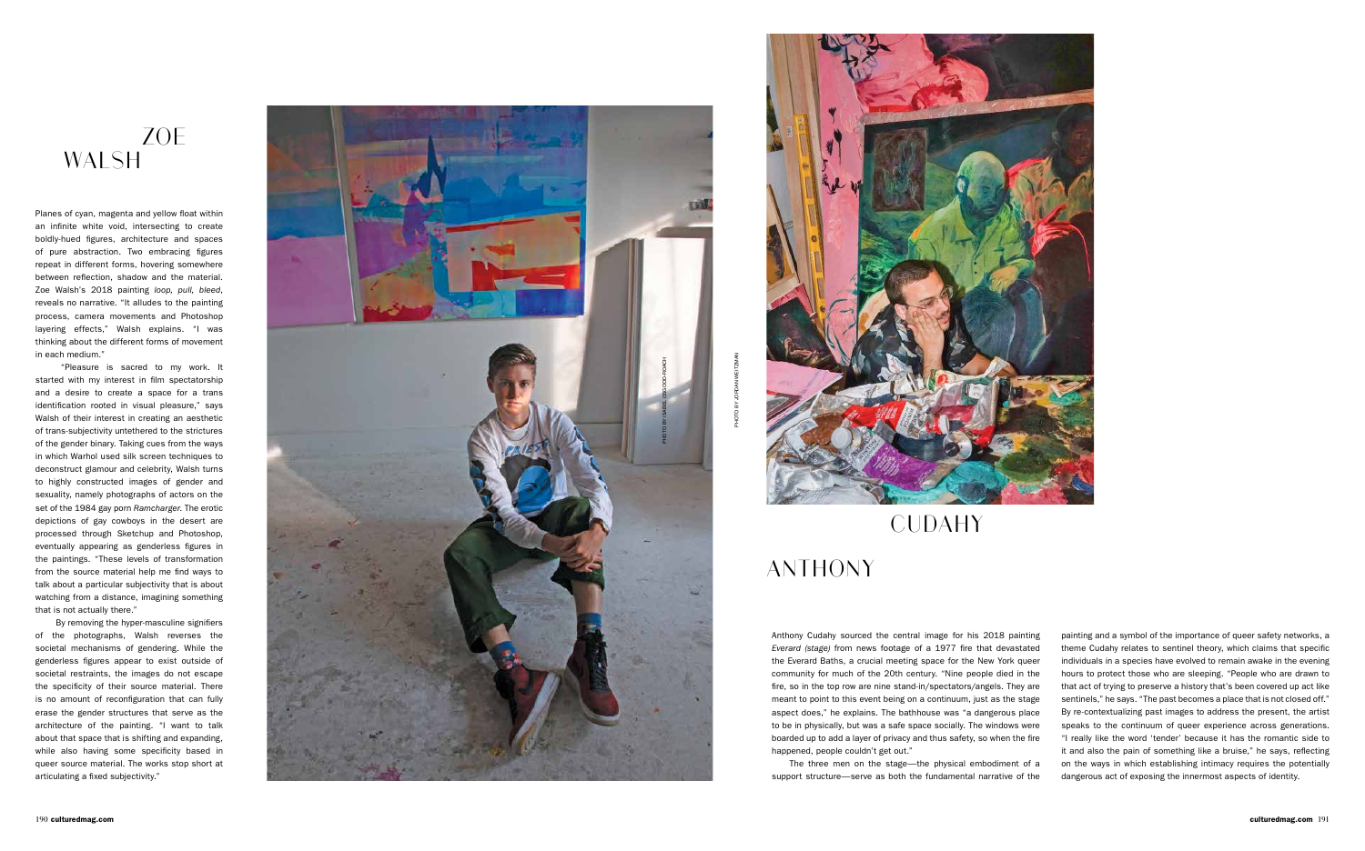# ZOE WALSH

Planes of cyan, magenta and yellow float within an infinite white void, intersecting to create boldly-hued figures, architecture and spaces of pure abstraction. Two embracing figures repeat in different forms, hovering somewhere between reflection, shadow and the material. Zoe Walsh's 2018 painting *loop, pull, bleed*, reveals no narrative. "It alludes to the painting process, camera movements and Photoshop layering effects," Walsh explains. "I was thinking about the different forms of movement in each medium."

"Pleasure is sacred to my work. It started with my interest in film spectatorship and a desire to create a space for a trans identification rooted in visual pleasure," says Walsh of their interest in creating an aesthetic of trans-subjectivity untethered to the strictures of the gender binary. Taking cues from the ways in which Warhol used silk screen techniques to deconstruct glamour and celebrity, Walsh turns to highly constructed images of gender and sexuality, namely photographs of actors on the set of the 1984 gay porn *Ramcharger*. The erotic depictions of gay cowboys in the desert are processed through Sketchup and Photoshop, eventually appearing as genderless figures in the paintings. "These levels of transformation from the source material help me find ways to talk about a particular subjectivity that is about watching from a distance, imagining something that is not actually there."

By removing the hyper-masculine signifiers of the photographs, Walsh reverses the societal mechanisms of gendering. While the genderless figures appear to exist outside of societal restraints, the images do not escape the specificity of their source material. There is no amount of reconfiguration that can fully erase the gender structures that serve as the architecture of the painting. "I want to talk about that space that is shifting and expanding, while also having some specificity based in queer source material. The works stop short at articulating a fixed subjectivity."

PHOTO BY ISABEL OSGOOD-ROACH

PHOTO BY JORDAN WEITZMAN

# ANTHONY CUDAHY

Anthony Cudahy sourced the central image for his 2018 painting *Everard (stage)* from news footage of a 1977 fire that devastated the Everard Baths, a crucial meeting space for the New York queer community for much of the 20th century. "Nine people died in the fire, so in the top row are nine stand-in/spectators/angels. They are meant to point to this event being on a continuum, just as the stage aspect does," he explains. The bathhouse was "a dangerous place to be in physically, but was a safe space socially. The windows were boarded up to add a layer of privacy and thus safety, so when the fire happened, people couldn't get out."

The three men on the stage—the physical embodiment of a support structure—serve as both the fundamental narrative of the painting and a symbol of the importance of queer safety networks, a theme Cudahy relates to sentinel theory, which claims that specific individuals in a species have evolved to remain awake in the evening hours to protect those who are sleeping. "People who are drawn to that act of trying to preserve a history that's been covered up act like sentinels," he says. "The past becomes a place that is not closed off." By re-contextualizing past images to address the present, the artist speaks to the continuum of queer experience across generations. "I really like the word 'tender' because it has the romantic side to it and also the pain of something like a bruise," he says, reflecting on the ways in which establishing intimacy requires the potentially dangerous act of exposing the innermost aspects of identity.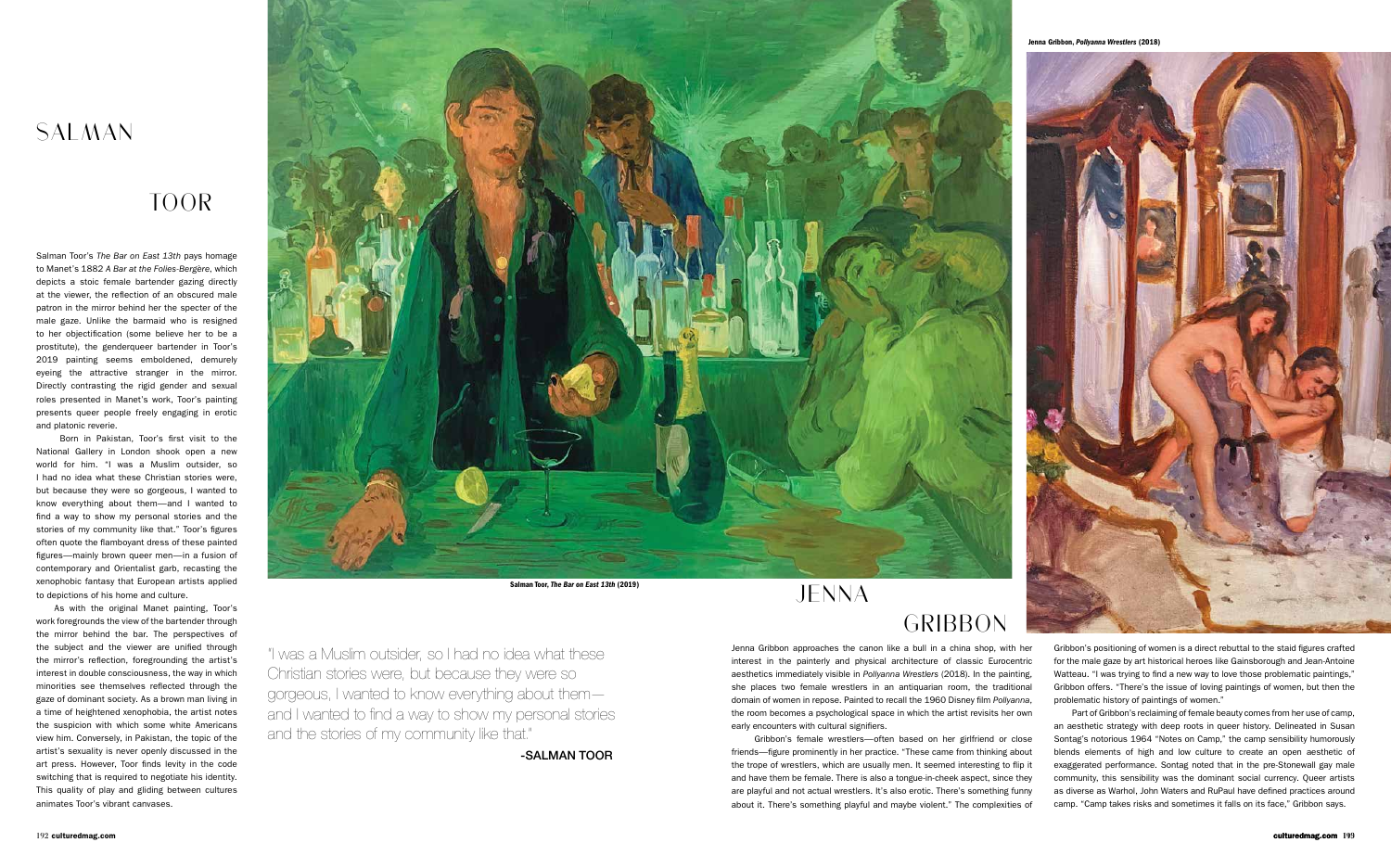# SALMAN TOOR

Salman Toor's *The Bar on East 13th* pays homage to Manet's 1882 *A Bar at the Folies-Bergère*, which depicts a stoic female bartender gazing directly at the viewer, the reflection of an obscured male patron in the mirror behind her the specter of the male gaze. Unlike the barmaid who is resigned to her objectification (some believe her to be a prostitute), the genderqueer bartender in Toor's 2019 painting seems emboldened, demurely eyeing the attractive stranger in the mirror. Directly contrasting the rigid gender and sexual roles presented in Manet's work, Toor's painting presents queer people freely engaging in erotic and platonic reverie.

Born in Pakistan, Toor's first visit to the National Gallery in London shook open a new world for him. "I was a Muslim outsider, so I had no idea what these Christian stories were, but because they were so gorgeous, I wanted to know everything about them—and I wanted to find a way to show my personal stories and the stories of my community like that." Toor's figures often quote the flamboyant dress of these painted figures—mainly brown queer men—in a fusion of contemporary and Orientalist garb, recasting the xenophobic fantasy that European artists applied to depictions of his home and culture.

As with the original Manet painting, Toor's work foregrounds the view of the bartender through the mirror behind the bar. The perspectives of the subject and the viewer are unified through the mirror's reflection, foregrounding the artist's interest in double consciousness, the way in which minorities see themselves reflected through the gaze of dominant society. As a brown man living in a time of heightened xenophobia, the artist notes the suspicion with which some white Americans view him. Conversely, in Pakistan, the topic of the artist's sexuality is never openly discussed in the art press. However, Toor finds levity in the code switching that is required to negotiate his identity. This quality of play and gliding between cultures animates Toor's vibrant canvases.

**Salman Toor, *The Bar on East 13th* (2019)**

"I was a Muslim outsider, so I had no idea what these Christian stories were, but because they were so gorgeous, I wanted to know everything about them—and I wanted to find a way to show my personal stories and the stories of my community like that."

**-SALMAN TOOR**

# JENNA GRIBBON

**Jenna Gribbon, *Pollyanna Wrestlers* (2018)**

Jenna Gribbon approaches the canon like a bull in a china shop, with her interest in the painterly and physical architecture of classic Eurocentric aesthetics immediately visible in *Pollyanna Wrestlers* (2018). In the painting, she places two female wrestlers in an antiquarian room, the traditional domain of women in repose. Painted to recall the 1960 Disney film *Pollyanna*, the room becomes a psychological space in which the artist revisits her own early encounters with cultural signifiers.

Gribbon's female wrestlers—often based on her girlfriend or close friends—figure prominently in her practice. "These came from thinking about the trope of wrestlers, which are usually men. It seemed interesting to flip it and have them be female. There is also a tongue-in-cheek aspect, since they are playful and not actual wrestlers. It's also erotic. There's something funny about it. There's something playful and maybe violent." The complexities of Gribbon's positioning of women is a direct rebuttal to the staid figures crafted for the male gaze by art historical heroes like Gainsborough and Jean-Antoine Watteau. "I was trying to find a new way to love those problematic paintings," Gribbon offers. "There's the issue of loving paintings of women, but then the problematic history of paintings of women."

Part of Gribbon's reclaiming of female beauty comes from her use of camp, an aesthetic strategy with deep roots in queer history. Delineated in Susan Sontag's notorious 1964 "Notes on Camp," the camp sensibility humorously blends elements of high and low culture to create an open aesthetic of exaggerated performance. Sontag noted that in the pre-Stonewall gay male community, this sensibility was the dominant social currency. Queer artists as diverse as Warhol, John Waters and RuPaul have defined practices around camp. "Camp takes risks and sometimes it falls on its face," Gribbon says.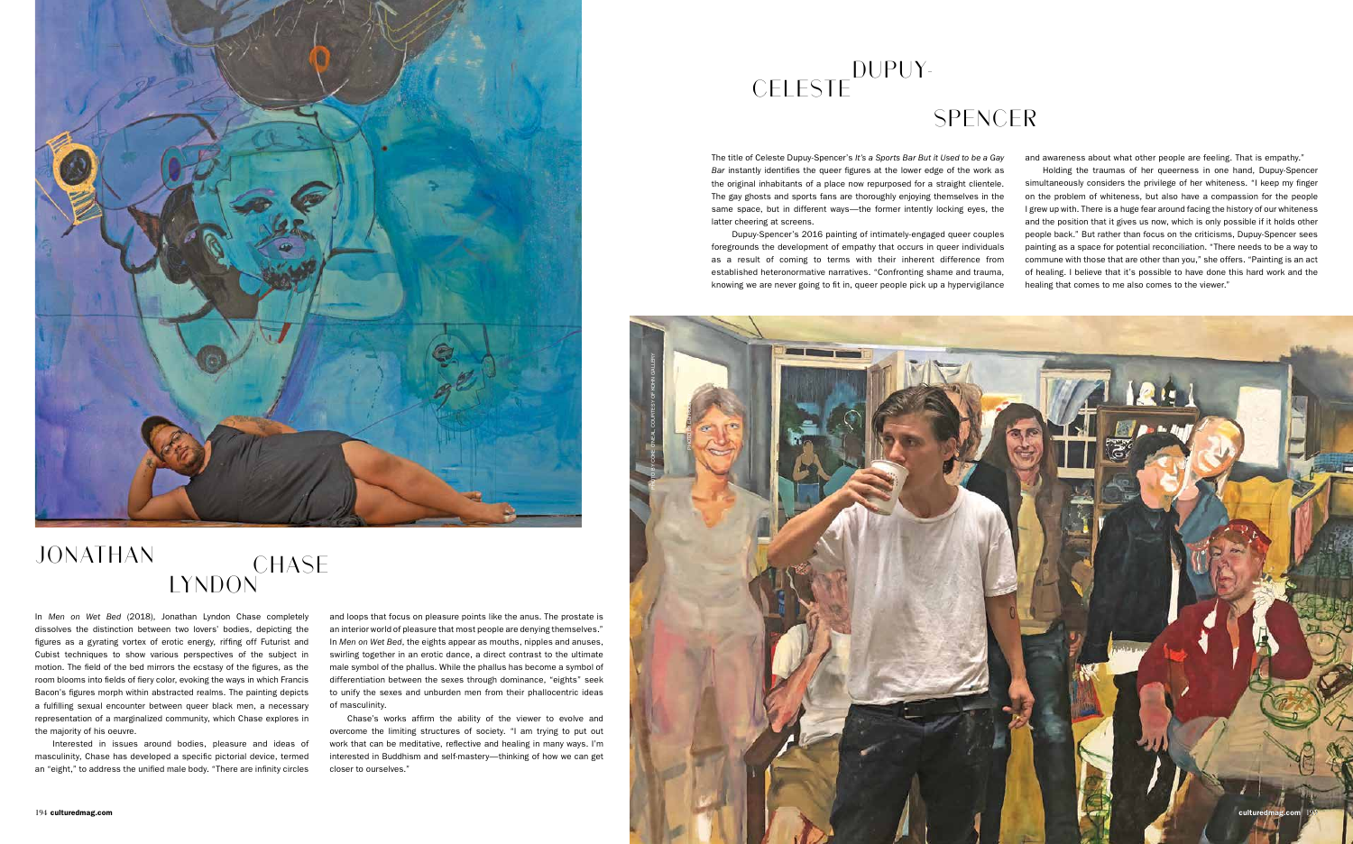## JONATHAN LYNDON CHASE

In *Men on Wet Bed* (2018), Jonathan Lyndon Chase completely dissolves the distinction between two lovers' bodies, depicting the figures as a gyrating vortex of erotic energy, riffing off Futurist and Cubist techniques to show various perspectives of the subject in motion. The field of the bed mirrors the ecstasy of the figures, as the room blooms into fields of fiery color, evoking the ways in which Francis Bacon's figures morph within abstracted realms. The painting depicts a fulfilling sexual encounter between queer black men, a necessary representation of a marginalized community, which Chase explores in the majority of his oeuvre.

Interested in issues around bodies, pleasure and ideas of masculinity, Chase has developed a specific pictorial device, termed an "eight," to address the unified male body. "There are infinity circles and loops that focus on pleasure points like the anus. The prostate is an interior world of pleasure that most people are denying themselves." In *Men on Wet Bed*, the eights appear as mouths, nipples and anuses, swirling together in an erotic dance, a direct contrast to the ultimate male symbol of the phallus. While the phallus has become a symbol of differentiation between the sexes through dominance, "eights" seek to unify the sexes and unburden men from their phallocentric ideas of masculinity.

Chase's works affirm the ability of the viewer to evolve and overcome the limiting structures of society. "I am trying to put out work that can be meditative, reflective and healing in many ways. I'm interested in Buddhism and self-mastery—thinking of how we can get closer to ourselves."

## CELESTE DUPUY-SPENCER

The title of Celeste Dupuy-Spencer's *It's a Sports Bar But it Used to be a Gay Bar* instantly identifies the queer figures at the lower edge of the work as the original inhabitants of a place now repurposed for a straight clientele. The gay ghosts and sports fans are thoroughly enjoying themselves in the same space, but in different ways—the former intently locking eyes, the latter cheering at screens.

Dupuy-Spencer's 2016 painting of intimately-engaged queer couples foregrounds the development of empathy that occurs in queer individuals as a result of coming to terms with their inherent difference from established heteronormative narratives. "Confronting shame and trauma, knowing we are never going to fit in, queer people pick up a hypervigilance and awareness about what other people are feeling. That is empathy."

Holding the traumas of her queerness in one hand, Dupuy-Spencer simultaneously considers the privilege of her whiteness. "I keep my finger on the problem of whiteness, but also have a compassion for the people I grew up with. There is a huge fear around facing the history of our whiteness and the position that it gives us now, which is only possible if it holds other people back." But rather than focus on the criticisms, Dupuy-Spencer sees painting as a space for potential reconciliation. "There needs to be a way to commune with those that are other than you," she offers. "Painting is an act of healing. I believe that it's possible to have done this hard work and the healing that comes to me also comes to the viewer."